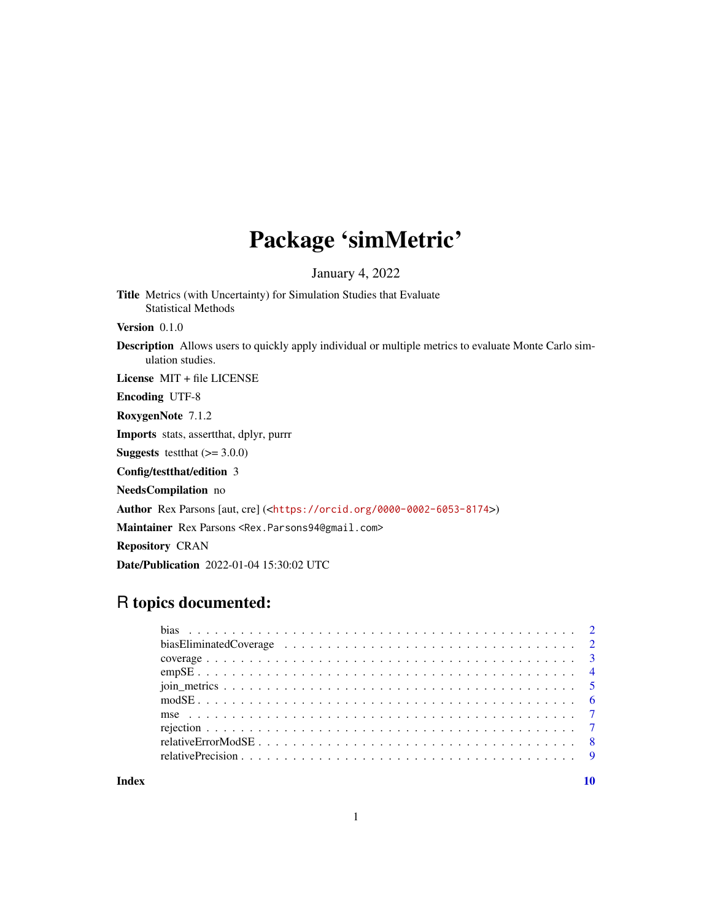# Package 'simMetric'

January 4, 2022

**Title** Metrics (with Uncertainty) for Simulation Studies that Evaluate Statistical Methods

**Version** 0.1.0

**Description** Allows users to quickly apply individual or multiple metrics to evaluate Monte Carlo simulation studies.

**License** MIT + file LICENSE

**Encoding** UTF-8

**RoxygenNote** 7.1.2

**Imports** stats, assertthat, dplyr, purrr

**Suggests** testthat (>= 3.0.0)

**Config/testthat/edition** 3

**NeedsCompilation** no

**Author** Rex Parsons [aut, cre] (<https://orcid.org/0000-0002-6053-8174>)

**Maintainer** Rex Parsons <Rex.Parsons94@gmail.com>

**Repository** CRAN

**Date/Publication** 2022-01-04 15:30:02 UTC

## R topics documented:

- bias . . . . . . . . . . . . . . . . . . . . . . . . . . . . . . . . . . . . . . . . . . 2
- biasEliminatedCoverage . . . . . . . . . . . . . . . . . . . . . . . . . . . . . . . . 2
- coverage . . . . . . . . . . . . . . . . . . . . . . . . . . . . . . . . . . . . . . . . 3
- empSE . . . . . . . . . . . . . . . . . . . . . . . . . . . . . . . . . . . . . . . . . 4
- join_metrics . . . . . . . . . . . . . . . . . . . . . . . . . . . . . . . . . . . . . . 5
- modSE . . . . . . . . . . . . . . . . . . . . . . . . . . . . . . . . . . . . . . . . . 6
- mse . . . . . . . . . . . . . . . . . . . . . . . . . . . . . . . . . . . . . . . . . . 7
- rejection . . . . . . . . . . . . . . . . . . . . . . . . . . . . . . . . . . . . . . . . 7
- relativeErrorModSE . . . . . . . . . . . . . . . . . . . . . . . . . . . . . . . . . . 8
- relativePrecision . . . . . . . . . . . . . . . . . . . . . . . . . . . . . . . . . . . 9

**Index** 10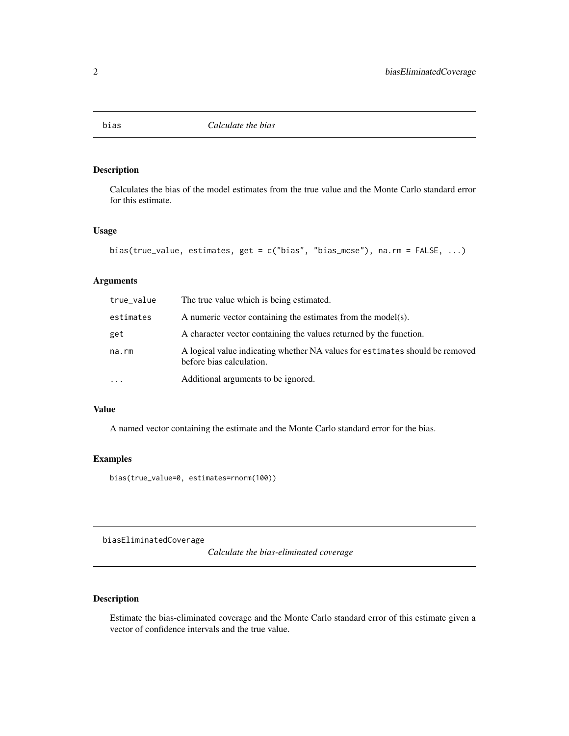## bias — *Calculate the bias*

### Description

Calculates the bias of the model estimates from the true value and the Monte Carlo standard error for this estimate.

### Usage

```
bias(true_value, estimates, get = c("bias", "bias_mcse"), na.rm = FALSE, ...)
```

### Arguments

| | |
|---|---|
| `true_value` | The true value which is being estimated. |
| `estimates` | A numeric vector containing the estimates from the model(s). |
| `get` | A character vector containing the values returned by the function. |
| `na.rm` | A logical value indicating whether NA values for `estimates` should be removed before bias calculation. |
| `...` | Additional arguments to be ignored. |

### Value

A named vector containing the estimate and the Monte Carlo standard error for the bias.

### Examples

```
bias(true_value=0, estimates=rnorm(100))
```

## biasEliminatedCoverage — *Calculate the bias-eliminated coverage*

### Description

Estimate the bias-eliminated coverage and the Monte Carlo standard error of this estimate given a vector of confidence intervals and the true value.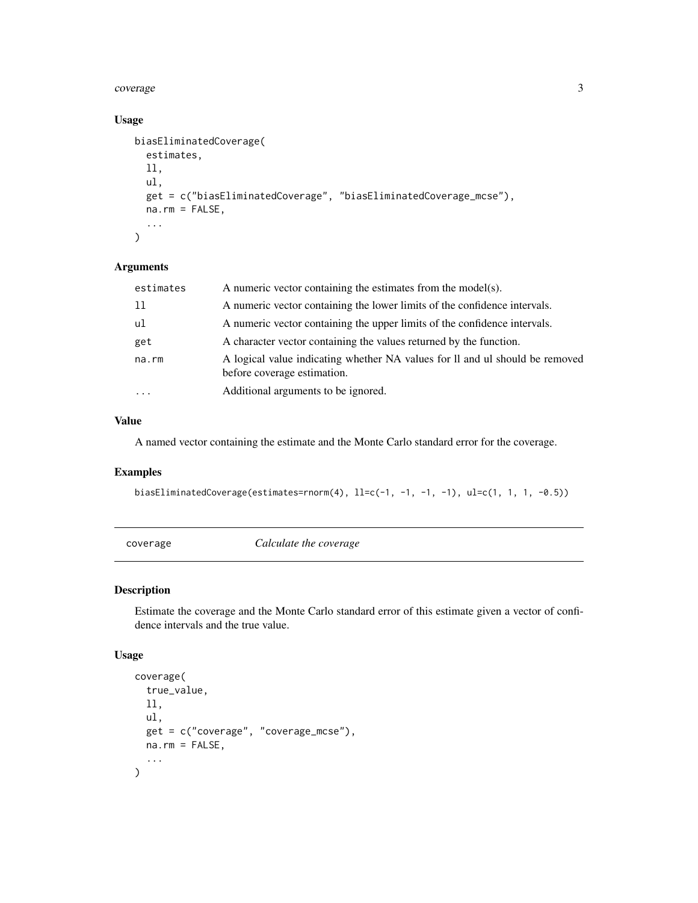### Usage

```
biasEliminatedCoverage(
  estimates,
  ll,
  ul,
  get = c("biasEliminatedCoverage", "biasEliminatedCoverage_mcse"),
  na.rm = FALSE,
  ...
)
```

### Arguments

| | |
|---|---|
| estimates | A numeric vector containing the estimates from the model(s). |
| ll | A numeric vector containing the lower limits of the confidence intervals. |
| ul | A numeric vector containing the upper limits of the confidence intervals. |
| get | A character vector containing the values returned by the function. |
| na.rm | A logical value indicating whether NA values for ll and ul should be removed before coverage estimation. |
| ... | Additional arguments to be ignored. |

### Value

A named vector containing the estimate and the Monte Carlo standard error for the coverage.

### Examples

```
biasEliminatedCoverage(estimates=rnorm(4), ll=c(-1, -1, -1, -1), ul=c(1, 1, 1, -0.5))
```

---

## coverage — *Calculate the coverage*

### Description

Estimate the coverage and the Monte Carlo standard error of this estimate given a vector of confidence intervals and the true value.

### Usage

```
coverage(
  true_value,
  ll,
  ul,
  get = c("coverage", "coverage_mcse"),
  na.rm = FALSE,
  ...
)
```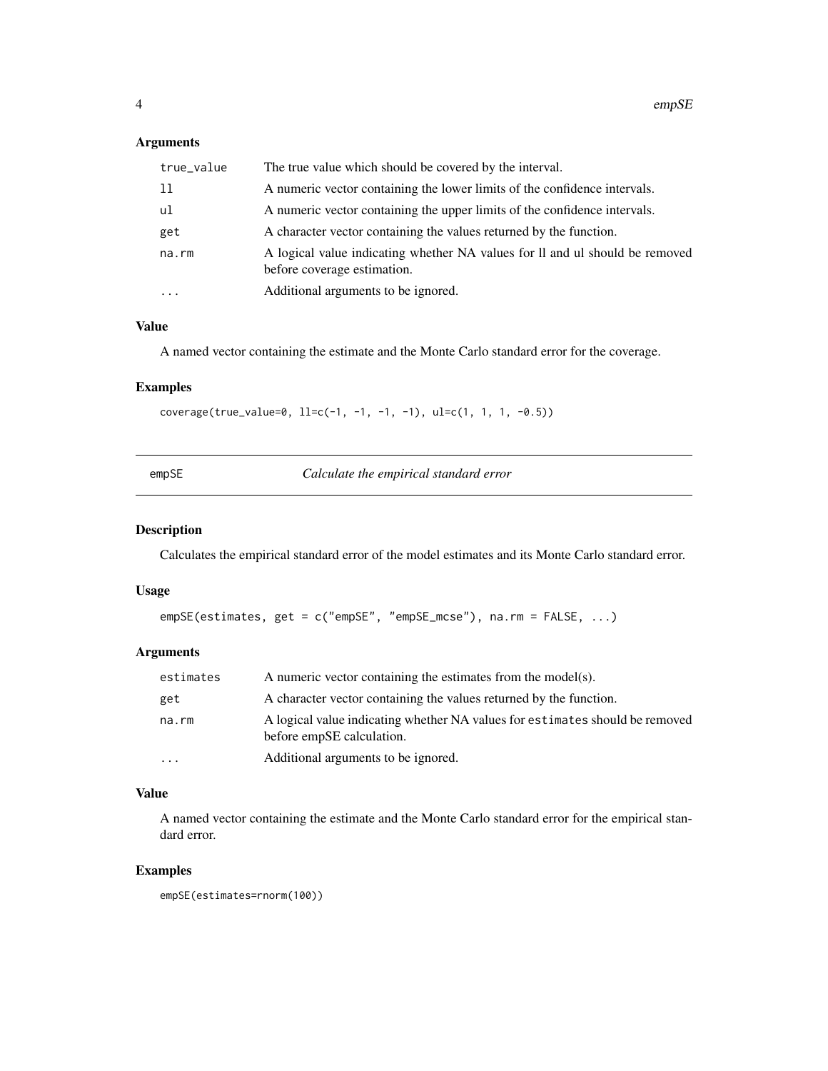### Arguments

| | |
|---|---|
| `true_value` | The true value which should be covered by the interval. |
| `ll` | A numeric vector containing the lower limits of the confidence intervals. |
| `ul` | A numeric vector containing the upper limits of the confidence intervals. |
| `get` | A character vector containing the values returned by the function. |
| `na.rm` | A logical value indicating whether NA values for ll and ul should be removed before coverage estimation. |
| `...` | Additional arguments to be ignored. |

### Value

A named vector containing the estimate and the Monte Carlo standard error for the coverage.

### Examples

```
coverage(true_value=0, ll=c(-1, -1, -1, -1), ul=c(1, 1, 1, -0.5))
```

---

## empSE — *Calculate the empirical standard error*

---

### Description

Calculates the empirical standard error of the model estimates and its Monte Carlo standard error.

### Usage

```
empSE(estimates, get = c("empSE", "empSE_mcse"), na.rm = FALSE, ...)
```

### Arguments

| | |
|---|---|
| `estimates` | A numeric vector containing the estimates from the model(s). |
| `get` | A character vector containing the values returned by the function. |
| `na.rm` | A logical value indicating whether NA values for `estimates` should be removed before empSE calculation. |
| `...` | Additional arguments to be ignored. |

### Value

A named vector containing the estimate and the Monte Carlo standard error for the empirical standard error.

### Examples

```
empSE(estimates=rnorm(100))
```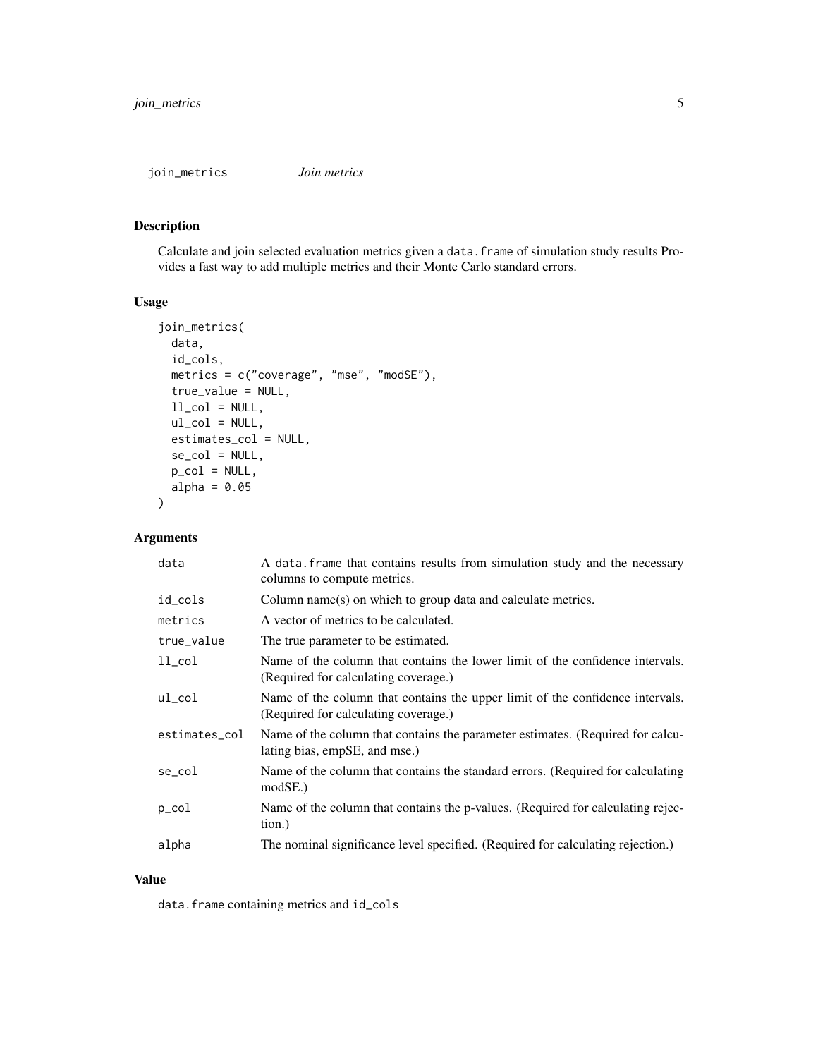`join_metrics` *Join metrics*

## Description

Calculate and join selected evaluation metrics given a `data.frame` of simulation study results Provides a fast way to add multiple metrics and their Monte Carlo standard errors.

## Usage

```
join_metrics(
  data,
  id_cols,
  metrics = c("coverage", "mse", "modSE"),
  true_value = NULL,
  ll_col = NULL,
  ul_col = NULL,
  estimates_col = NULL,
  se_col = NULL,
  p_col = NULL,
  alpha = 0.05
)
```

## Arguments

| | |
|---|---|
| `data` | A `data.frame` that contains results from simulation study and the necessary columns to compute metrics. |
| `id_cols` | Column name(s) on which to group data and calculate metrics. |
| `metrics` | A vector of metrics to be calculated. |
| `true_value` | The true parameter to be estimated. |
| `ll_col` | Name of the column that contains the lower limit of the confidence intervals. (Required for calculating coverage.) |
| `ul_col` | Name of the column that contains the upper limit of the confidence intervals. (Required for calculating coverage.) |
| `estimates_col` | Name of the column that contains the parameter estimates. (Required for calculating bias, empSE, and mse.) |
| `se_col` | Name of the column that contains the standard errors. (Required for calculating modSE.) |
| `p_col` | Name of the column that contains the p-values. (Required for calculating rejection.) |
| `alpha` | The nominal significance level specified. (Required for calculating rejection.) |

## Value

`data.frame` containing metrics and `id_cols`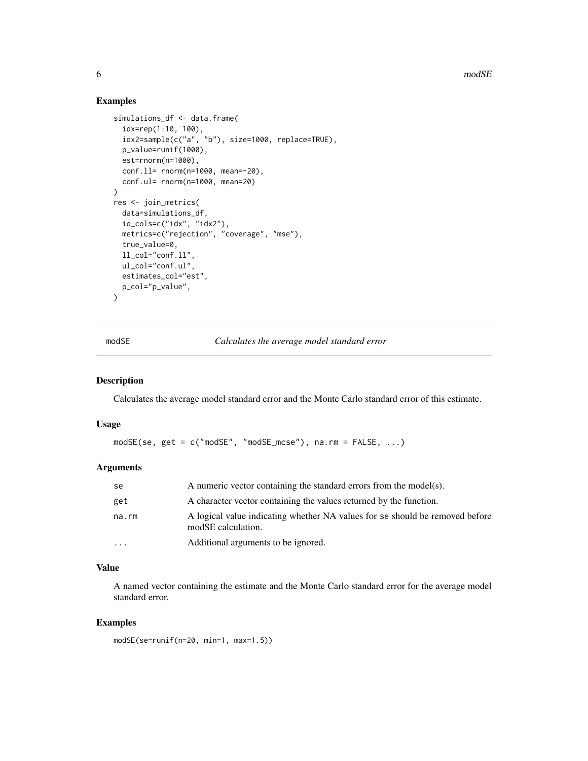### Examples

```
simulations_df <- data.frame(
  idx=rep(1:10, 100),
  idx2=sample(c("a", "b"), size=1000, replace=TRUE),
  p_value=runif(1000),
  est=rnorm(n=1000),
  conf.ll= rnorm(n=1000, mean=-20),
  conf.ul= rnorm(n=1000, mean=20)
)
res <- join_metrics(
  data=simulations_df,
  id_cols=c("idx", "idx2"),
  metrics=c("rejection", "coverage", "mse"),
  true_value=0,
  ll_col="conf.ll",
  ul_col="conf.ul",
  estimates_col="est",
  p_col="p_value",
)
```

---

## modSE — *Calculates the average model standard error*

### Description

Calculates the average model standard error and the Monte Carlo standard error of this estimate.

### Usage

```
modSE(se, get = c("modSE", "modSE_mcse"), na.rm = FALSE, ...)
```

### Arguments

| | |
|---|---|
| se | A numeric vector containing the standard errors from the model(s). |
| get | A character vector containing the values returned by the function. |
| na.rm | A logical value indicating whether NA values for se should be removed before modSE calculation. |
| ... | Additional arguments to be ignored. |

### Value

A named vector containing the estimate and the Monte Carlo standard error for the average model standard error.

### Examples

```
modSE(se=runif(n=20, min=1, max=1.5))
```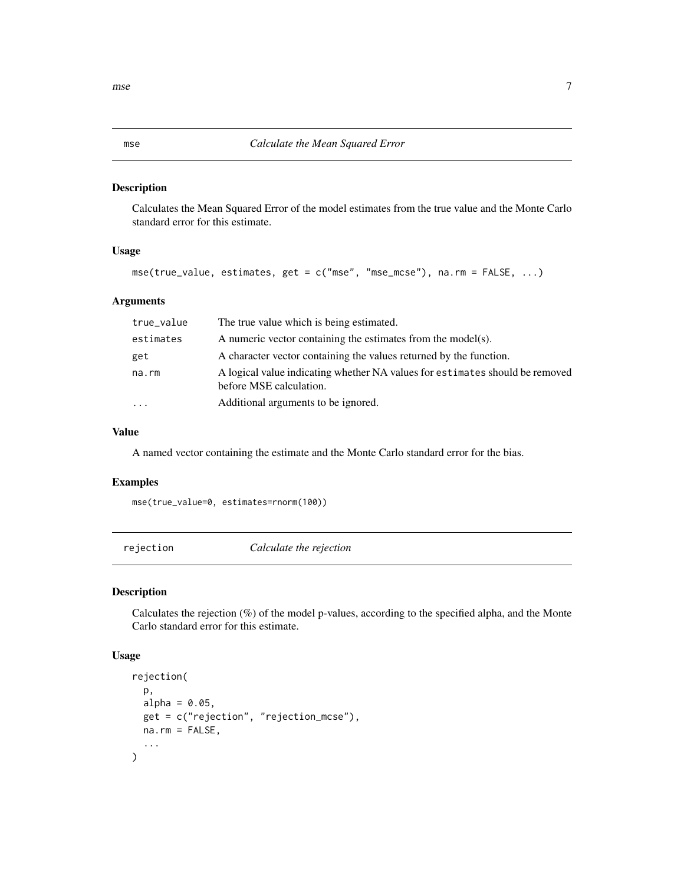## mse — *Calculate the Mean Squared Error*

### Description

Calculates the Mean Squared Error of the model estimates from the true value and the Monte Carlo standard error for this estimate.

### Usage

```
mse(true_value, estimates, get = c("mse", "mse_mcse"), na.rm = FALSE, ...)
```

### Arguments

| | |
|---|---|
| true_value | The true value which is being estimated. |
| estimates | A numeric vector containing the estimates from the model(s). |
| get | A character vector containing the values returned by the function. |
| na.rm | A logical value indicating whether NA values for `estimates` should be removed before MSE calculation. |
| ... | Additional arguments to be ignored. |

### Value

A named vector containing the estimate and the Monte Carlo standard error for the bias.

### Examples

```
mse(true_value=0, estimates=rnorm(100))
```

## rejection — *Calculate the rejection*

### Description

Calculates the rejection (%) of the model p-values, according to the specified alpha, and the Monte Carlo standard error for this estimate.

### Usage

```
rejection(
  p,
  alpha = 0.05,
  get = c("rejection", "rejection_mcse"),
  na.rm = FALSE,
  ...
)
```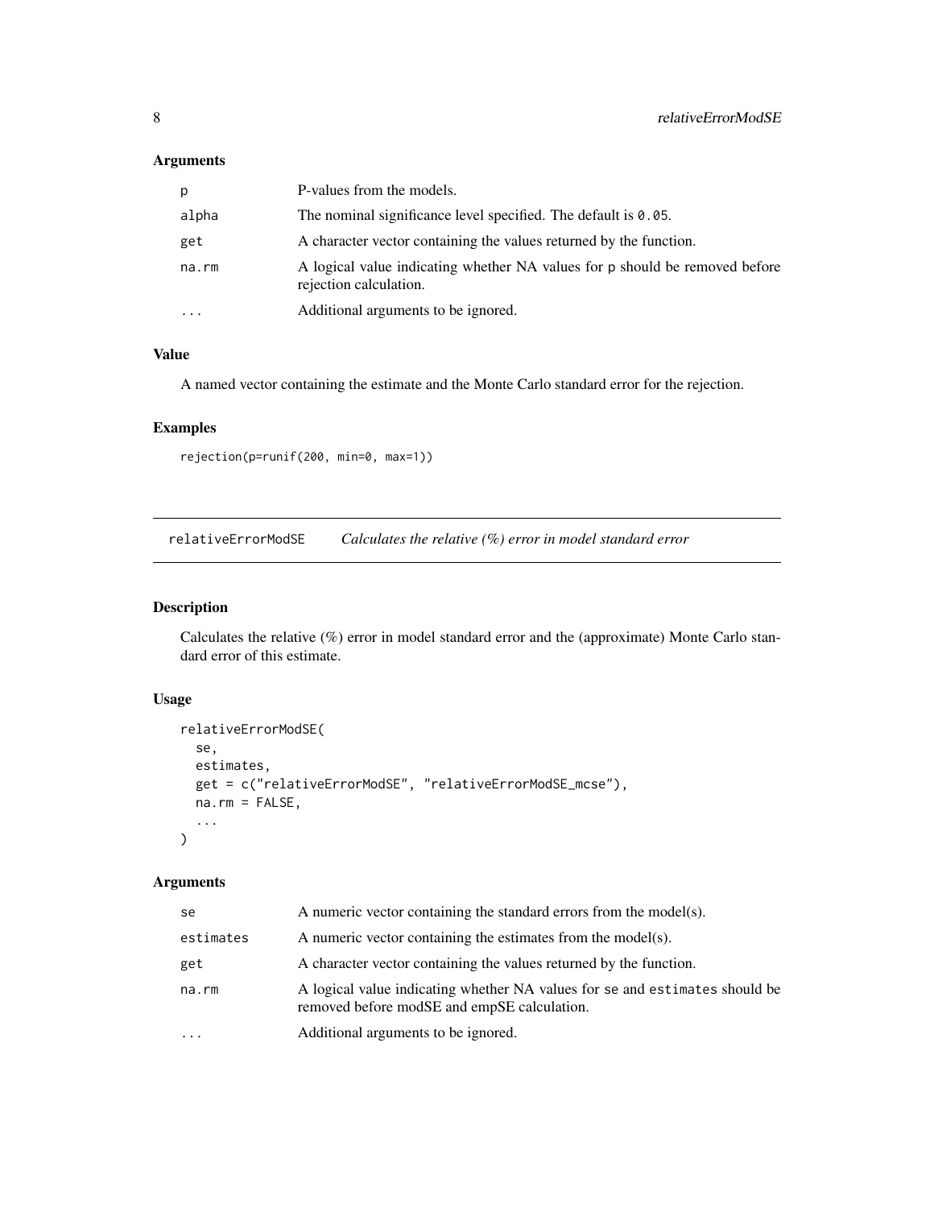### Arguments

| | |
|---|---|
| p | P-values from the models. |
| alpha | The nominal significance level specified. The default is 0.05. |
| get | A character vector containing the values returned by the function. |
| na.rm | A logical value indicating whether NA values for p should be removed before rejection calculation. |
| ... | Additional arguments to be ignored. |

### Value

A named vector containing the estimate and the Monte Carlo standard error for the rejection.

### Examples

```
rejection(p=runif(200, min=0, max=1))
```

---

## relativeErrorModSE *Calculates the relative (%) error in model standard error*

---

### Description

Calculates the relative (%) error in model standard error and the (approximate) Monte Carlo standard error of this estimate.

### Usage

```
relativeErrorModSE(
  se,
  estimates,
  get = c("relativeErrorModSE", "relativeErrorModSE_mcse"),
  na.rm = FALSE,
  ...
)
```

### Arguments

| | |
|---|---|
| se | A numeric vector containing the standard errors from the model(s). |
| estimates | A numeric vector containing the estimates from the model(s). |
| get | A character vector containing the values returned by the function. |
| na.rm | A logical value indicating whether NA values for se and estimates should be removed before modSE and empSE calculation. |
| ... | Additional arguments to be ignored. |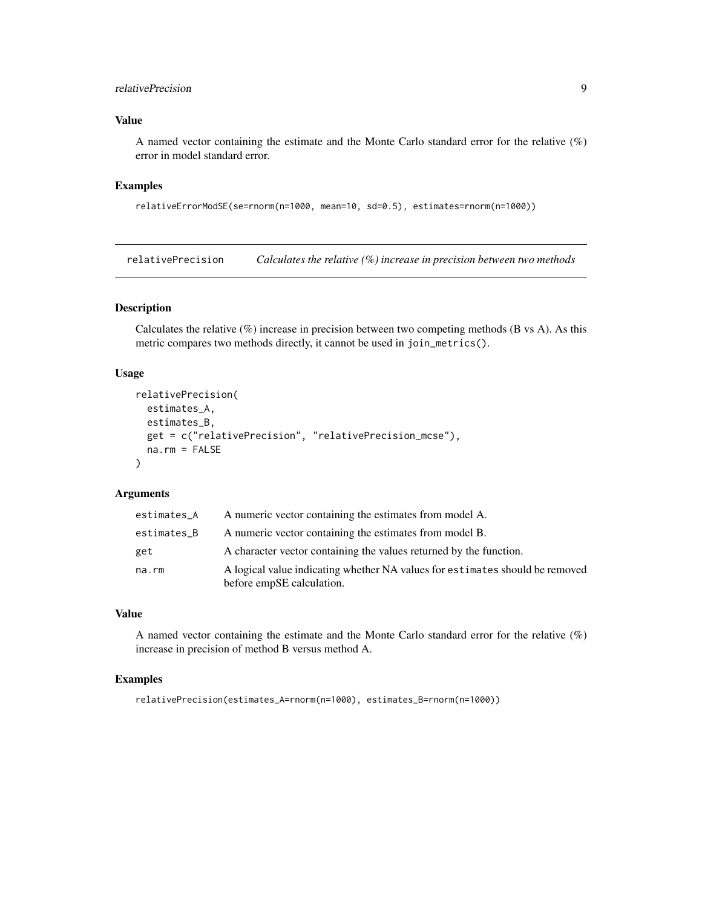### Value

A named vector containing the estimate and the Monte Carlo standard error for the relative (%) error in model standard error.

### Examples

```
relativeErrorModSE(se=rnorm(n=1000, mean=10, sd=0.5), estimates=rnorm(n=1000))
```

## relativePrecision *Calculates the relative (%) increase in precision between two methods*

### Description

Calculates the relative (%) increase in precision between two competing methods (B vs A). As this metric compares two methods directly, it cannot be used in `join_metrics()`.

### Usage

```
relativePrecision(
  estimates_A,
  estimates_B,
  get = c("relativePrecision", "relativePrecision_mcse"),
  na.rm = FALSE
)
```

### Arguments

| | |
|---|---|
| estimates_A | A numeric vector containing the estimates from model A. |
| estimates_B | A numeric vector containing the estimates from model B. |
| get | A character vector containing the values returned by the function. |
| na.rm | A logical value indicating whether NA values for `estimates` should be removed before empSE calculation. |

### Value

A named vector containing the estimate and the Monte Carlo standard error for the relative (%) increase in precision of method B versus method A.

### Examples

```
relativePrecision(estimates_A=rnorm(n=1000), estimates_B=rnorm(n=1000))
```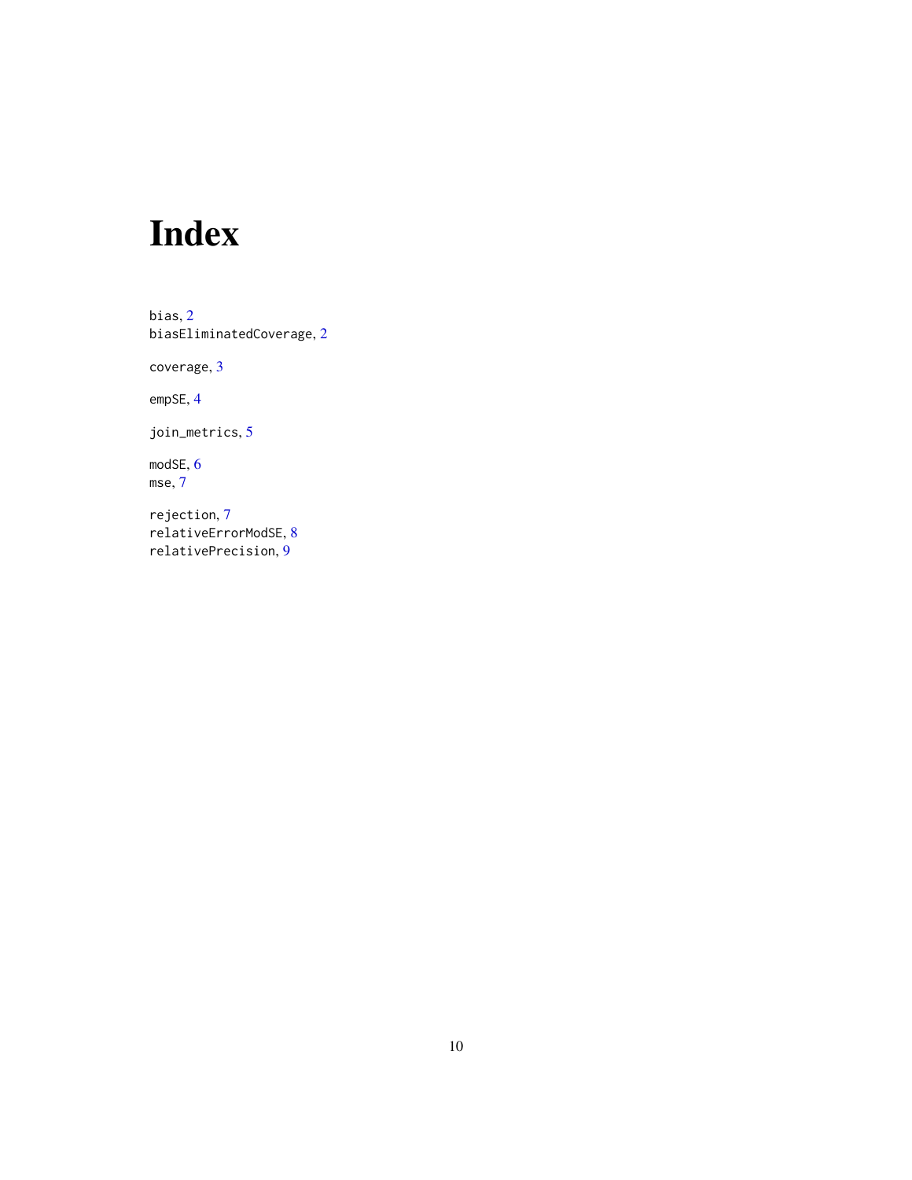# Index

bias, 2
biasEliminatedCoverage, 2

coverage, 3

empSE, 4

join_metrics, 5

modSE, 6
mse, 7

rejection, 7
relativeErrorModSE, 8
relativePrecision, 9